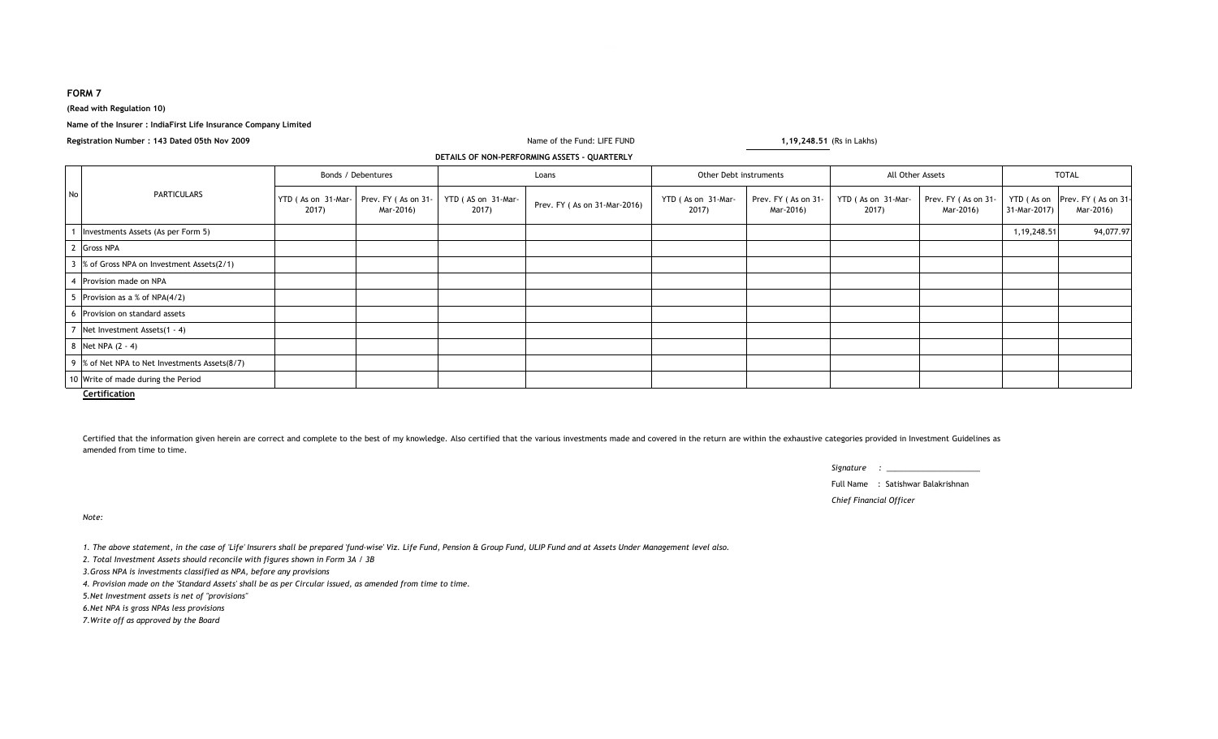**FORM 7**

**(Read with Regulation 10)**

**Name of the Insurer : IndiaFirst Life Insurance Company Limited**

**Registration Number : 143 Dated 05th Nov 2009**

Name of the Fund: LIFE FUND **1,19,248.51** (Rs in Lakhs)

**DETAILS OF NON-PERFORMING ASSETS - QUARTERLY**

| No | PARTICULARS | Bonds / Debentures | | Loans | | Other Debt instruments | | All Other Assets | | TOTAL | |
|---|---|---|---|---|---|---|---|---|---|---|---|
| | | YTD ( As on 31-Mar-2017) | Prev. FY ( As on 31-Mar-2016) | YTD ( AS on 31-Mar-2017) | Prev. FY ( As on 31-Mar-2016) | YTD ( As on 31-Mar-2017) | Prev. FY ( As on 31-Mar-2016) | YTD ( As on 31-Mar-2017) | Prev. FY ( As on 31-Mar-2016) | YTD ( As on 31-Mar-2017) | Prev. FY ( As on 31-Mar-2016) |
| 1 | Investments Assets (As per Form 5) | | | | | | | | | 1,19,248.51 | 94,077.97 |
| 2 | Gross NPA | | | | | | | | | | |
| 3 | % of Gross NPA on Investment Assets(2/1) | | | | | | | | | | |
| 4 | Provision made on NPA | | | | | | | | | | |
| 5 | Provision as a % of NPA(4/2) | | | | | | | | | | |
| 6 | Provision on standard assets | | | | | | | | | | |
| 7 | Net Investment Assets(1 - 4) | | | | | | | | | | |
| 8 | Net NPA (2 - 4) | | | | | | | | | | |
| 9 | % of Net NPA to Net Investments Assets(8/7) | | | | | | | | | | |
| 10 | Write of made during the Period | | | | | | | | | | |

**Certification**

Certified that the information given herein are correct and complete to the best of my knowledge. Also certified that the various investments made and covered in the return are within the exhaustive categories provided in Investment Guidelines as amended from time to time.

*Signature :* ____________________

Full Name : Satishwar Balakrishnan

*Chief Financial Officer*

*Note:*

*1. The above statement, in the case of 'Life' insurers shall be prepared 'fund-wise' Viz. Life Fund, Pension & Group Fund, ULIP Fund and at Assets Under Management level also.*

*2. Total Investment Assets should reconcile with figures shown in Form 3A / 3B*

*3.Gross NPA is investments classified as NPA, before any provisions*

*4. Provision made on the 'Standard Assets' shall be as per Circular issued, as amended from time to time.*

*5.Net Investment assets is net of ''provisions''*

*6.Net NPA is gross NPAs less provisions*

*7.Write off as approved by the Board*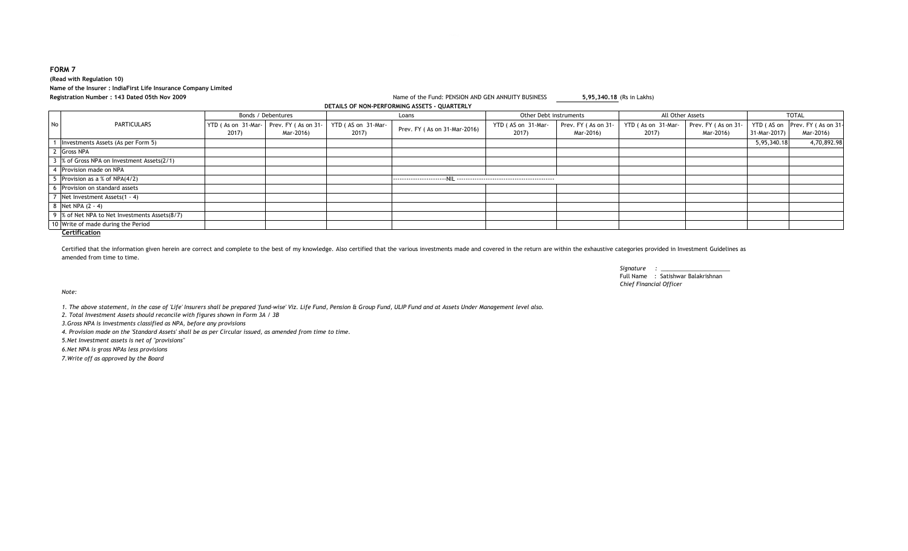**FORM 7**

**(Read with Regulation 10)**

**Name of the Insurer : IndiaFirst Life Insurance Company Limited**

**Registration Number : 143 Dated 05th Nov 2009**

Name of the Fund: PENSION AND GEN ANNUITY BUSINESS **5,95,340.18** (Rs in Lakhs)

**DETAILS OF NON-PERFORMING ASSETS - QUARTERLY**

| No | PARTICULARS | Bonds / Debentures | | Loans | | Other Debt instruments | | All Other Assets | | TOTAL | |
|---|---|---|---|---|---|---|---|---|---|---|---|
| | | YTD ( As on 31-Mar-2017) | Prev. FY ( As on 31-Mar-2016) | YTD ( AS on 31-Mar-2017) | Prev. FY ( As on 31-Mar-2016) | YTD ( AS on 31-Mar-2017) | Prev. FY ( As on 31-Mar-2016) | YTD ( As on 31-Mar-2017) | Prev. FY ( As on 31-Mar-2016) | YTD ( AS on 31-Mar-2017) | Prev. FY ( As on 31-Mar-2016) |
| 1 | Investments Assets (As per Form 5) | | | | | | | | | 5,95,340.18 | 4,70,892.98 |
| 2 | Gross NPA | | | | | | | | | | |
| 3 | % of Gross NPA on Investment Assets(2/1) | | | | | | | | | | |
| 4 | Provision made on NPA | | | | | | | | | | |
| 5 | Provision as a % of NPA(4/2) | | | | ------------------------NIL ------------------------------------------- | | | | | | |
| 6 | Provision on standard assets | | | | | | | | | | |
| 7 | Net Investment Assets(1 - 4) | | | | | | | | | | |
| 8 | Net NPA (2 - 4) | | | | | | | | | | |
| 9 | % of Net NPA to Net Investments Assets(8/7) | | | | | | | | | | |
| 10 | Write of made during the Period | | | | | | | | | | |

**Certification**

Certified that the information given herein are correct and complete to the best of my knowledge. Also certified that the various investments made and covered in the return are within the exhaustive categories provided in Investment Guidelines as amended from time to time.

*Signature* : ____________________

Full Name : Satishwar Balakrishnan

*Chief Financial Officer*

*Note:*

*1. The above statement, in the case of 'Life' Insurers shall be prepared 'fund-wise' Viz. Life Fund, Pension & Group Fund, ULIP Fund and at Assets Under Management level also.*

*2. Total Investment Assets should reconcile with figures shown in Form 3A / 3B*

*3.Gross NPA is investments classified as NPA, before any provisions*

*4. Provision made on the 'Standard Assets' shall be as per Circular issued, as amended from time to time.*

*5.Net Investment assets is net of "provisions"*

*6.Net NPA is gross NPAs less provisions*

*7.Write off as approved by the Board*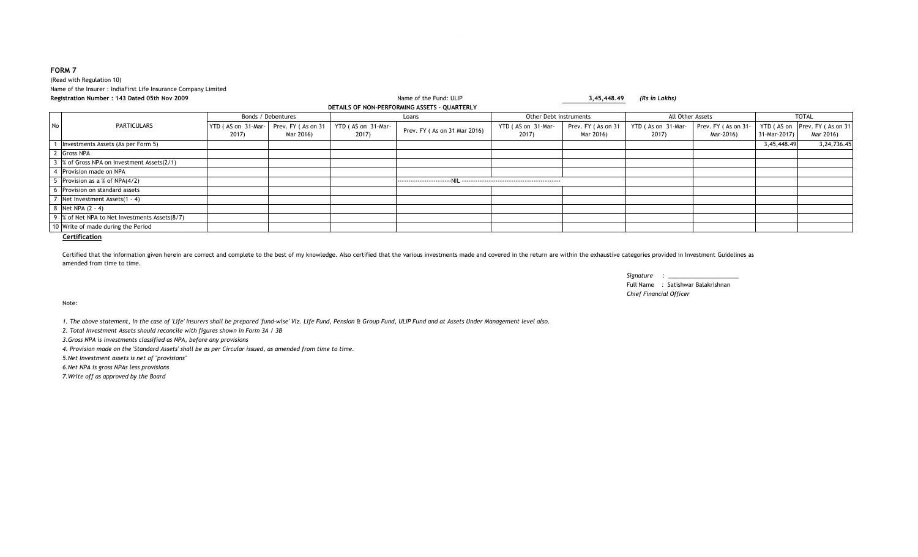**FORM 7**

(Read with Regulation 10)

Name of the Insurer : IndiaFirst Life Insurance Company Limited

**Registration Number : 143 Dated 05th Nov 2009**

Name of the Fund: ULIP **3,45,448.49** *(Rs in Lakhs)*

**DETAILS OF NON-PERFORMING ASSETS - QUARTERLY**

| No | PARTICULARS | Bonds / Debentures | | Loans | | Other Debt instruments | | All Other Assets | | TOTAL | |
|---|---|---|---|---|---|---|---|---|---|---|---|
| | | YTD ( AS on 31-Mar-2017) | Prev. FY ( As on 31 Mar 2016) | YTD ( AS on 31-Mar-2017) | Prev. FY ( As on 31 Mar 2016) | YTD ( AS on 31-Mar-2017) | Prev. FY ( As on 31 Mar 2016) | YTD ( As on 31-Mar-2017) | Prev. FY ( As on 31-Mar-2016) | YTD ( AS on 31-Mar-2017) | Prev. FY ( As on 31 Mar 2016) |
| 1 | Investments Assets (As per Form 5) | | | | | | | | | 3,45,448.49 | 3,24,736.45 |
| 2 | Gross NPA | | | | | | | | | | |
| 3 | % of Gross NPA on Investment Assets(2/1) | | | | | | | | | | |
| 4 | Provision made on NPA | | | | | | | | | | |
| 5 | Provision as a % of NPA(4/2) | | | | ------------------------NIL ------------------------------------------- | | | | | | |
| 6 | Provision on standard assets | | | | | | | | | | |
| 7 | Net Investment Assets(1 - 4) | | | | | | | | | | |
| 8 | Net NPA (2 - 4) | | | | | | | | | | |
| 9 | % of Net NPA to Net Investments Assets(8/7) | | | | | | | | | | |
| 10 | Write of made during the Period | | | | | | | | | | |

**Certification**

Certified that the information given herein are correct and complete to the best of my knowledge. Also certified that the various investments made and covered in the return are within the exhaustive categories provided in Investment Guidelines as amended from time to time.

*Signature* : ____________________

Full Name : Satishwar Balakrishnan

*Chief Financial Officer*

Note:

*1. The above statement, in the case of 'Life' insurers shall be prepared 'fund-wise' Viz. Life Fund, Pension & Group Fund, ULIP Fund and at Assets Under Management level also.*

*2. Total Investment Assets should reconcile with figures shown in Form 3A / 3B*

*3.Gross NPA is investments classified as NPA, before any provisions*

*4. Provision made on the 'Standard Assets' shall be as per Circular issued, as amended from time to time.*

*5.Net Investment assets is net of ''provisions''*

*6.Net NPA is gross NPAs less provisions*

*7.Write off as approved by the Board*